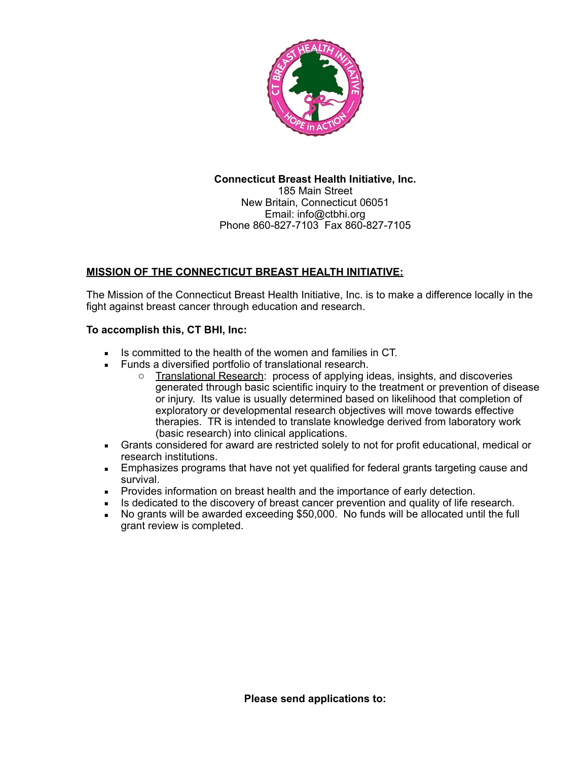**Connecticut Breast Health Initiative, Inc.**
185 Main Street
New Britain, Connecticut 06051
Email: info@ctbhi.org
Phone 860-827-7103 Fax 860-827-7105

## MISSION OF THE CONNECTICUT BREAST HEALTH INITIATIVE:

The Mission of the Connecticut Breast Health Initiative, Inc. is to make a difference locally in the fight against breast cancer through education and research.

**To accomplish this, CT BHI, Inc:**

- Is committed to the health of the women and families in CT.
- Funds a diversified portfolio of translational research.
  - Translational Research: process of applying ideas, insights, and discoveries generated through basic scientific inquiry to the treatment or prevention of disease or injury. Its value is usually determined based on likelihood that completion of exploratory or developmental research objectives will move towards effective therapies. TR is intended to translate knowledge derived from laboratory work (basic research) into clinical applications.
- Grants considered for award are restricted solely to not for profit educational, medical or research institutions.
- Emphasizes programs that have not yet qualified for federal grants targeting cause and survival.
- Provides information on breast health and the importance of early detection.
- Is dedicated to the discovery of breast cancer prevention and quality of life research.
- No grants will be awarded exceeding $50,000. No funds will be allocated until the full grant review is completed.

**Please send applications to:**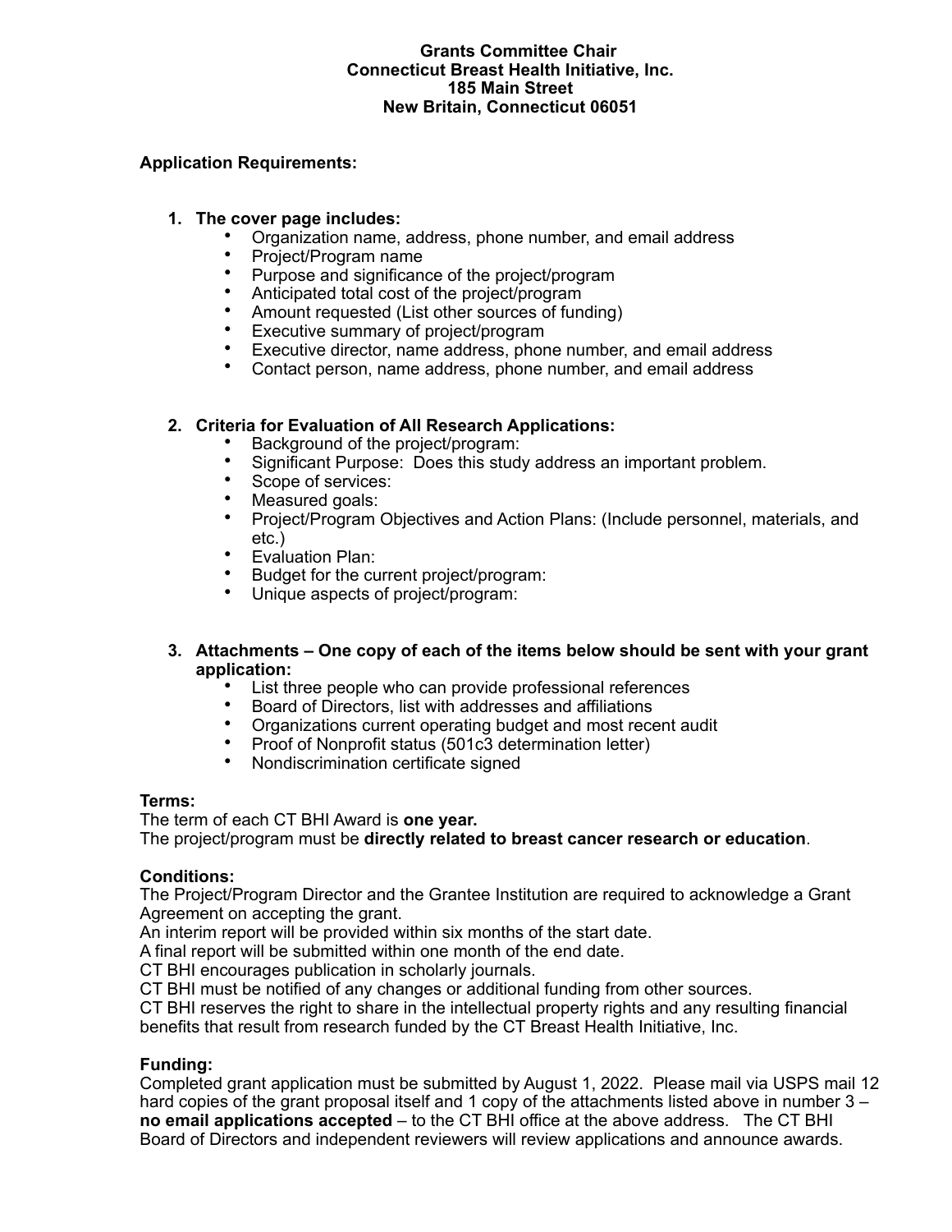**Grants Committee Chair**
**Connecticut Breast Health Initiative, Inc.**
**185 Main Street**
**New Britain, Connecticut 06051**

**Application Requirements:**

1. **The cover page includes:**
   - Organization name, address, phone number, and email address
   - Project/Program name
   - Purpose and significance of the project/program
   - Anticipated total cost of the project/program
   - Amount requested (List other sources of funding)
   - Executive summary of project/program
   - Executive director, name address, phone number, and email address
   - Contact person, name address, phone number, and email address

2. **Criteria for Evaluation of All Research Applications:**
   - Background of the project/program:
   - Significant Purpose: Does this study address an important problem.
   - Scope of services:
   - Measured goals:
   - Project/Program Objectives and Action Plans: (Include personnel, materials, and etc.)
   - Evaluation Plan:
   - Budget for the current project/program:
   - Unique aspects of project/program:

3. **Attachments – One copy of each of the items below should be sent with your grant application:**
   - List three people who can provide professional references
   - Board of Directors, list with addresses and affiliations
   - Organizations current operating budget and most recent audit
   - Proof of Nonprofit status (501c3 determination letter)
   - Nondiscrimination certificate signed

**Terms:**
The term of each CT BHI Award is **one year.**
The project/program must be **directly related to breast cancer research or education**.

**Conditions:**
The Project/Program Director and the Grantee Institution are required to acknowledge a Grant Agreement on accepting the grant.
An interim report will be provided within six months of the start date.
A final report will be submitted within one month of the end date.
CT BHI encourages publication in scholarly journals.
CT BHI must be notified of any changes or additional funding from other sources.
CT BHI reserves the right to share in the intellectual property rights and any resulting financial benefits that result from research funded by the CT Breast Health Initiative, Inc.

**Funding:**
Completed grant application must be submitted by August 1, 2022. Please mail via USPS mail 12 hard copies of the grant proposal itself and 1 copy of the attachments listed above in number 3 – **no email applications accepted** – to the CT BHI office at the above address. The CT BHI Board of Directors and independent reviewers will review applications and announce awards.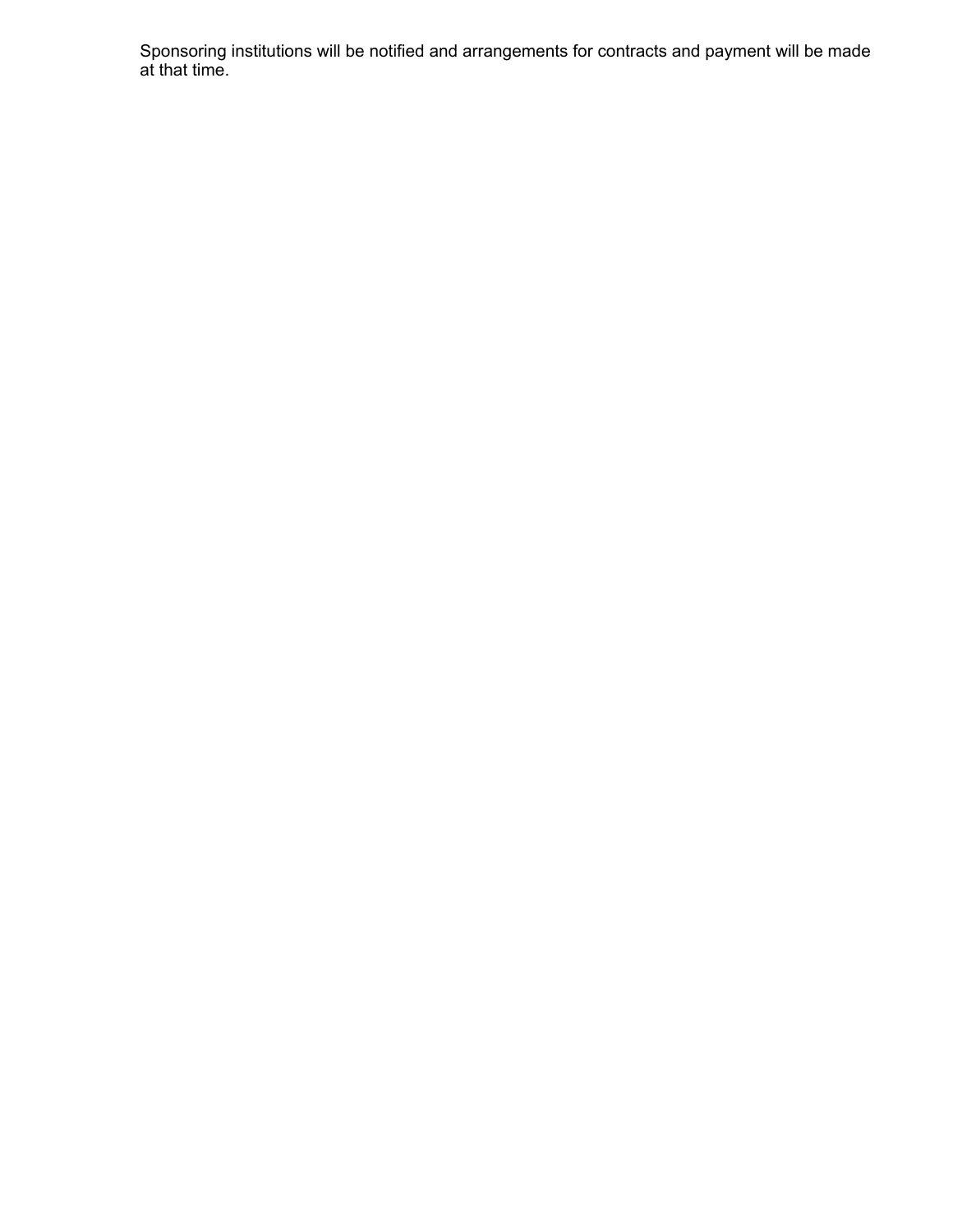Sponsoring institutions will be notified and arrangements for contracts and payment will be made at that time.